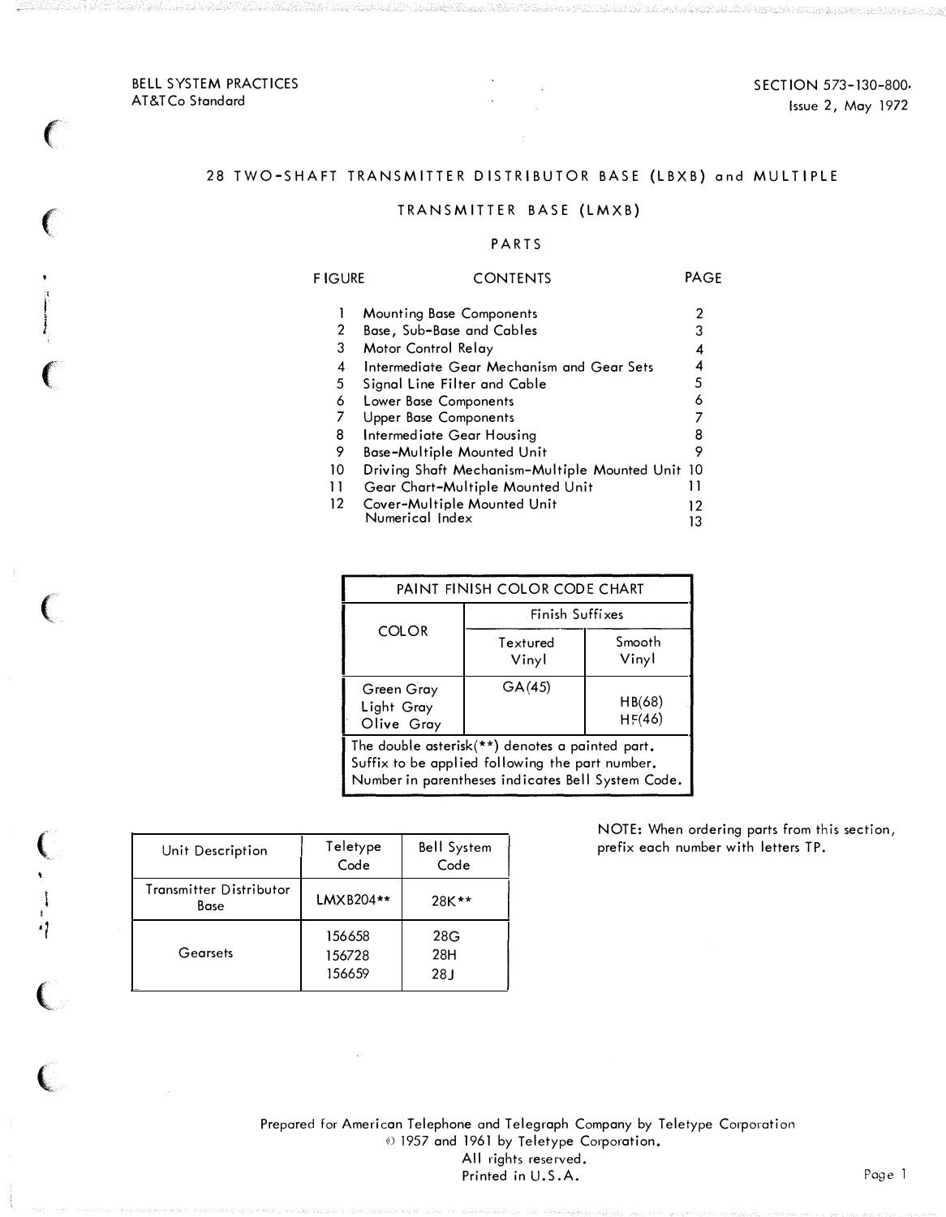BELL SYSTEM PRACTICES
AT&T Co Standard

SECTION 573-130-800
Issue 2, May 1972

# 28 TWO-SHAFT TRANSMITTER DISTRIBUTOR BASE (LBXB) and MULTIPLE TRANSMITTER BASE (LMXB)

## PARTS

| FIGURE | CONTENTS | PAGE |
|---|---|---|
| 1 | Mounting Base Components | 2 |
| 2 | Base, Sub-Base and Cables | 3 |
| 3 | Motor Control Relay | 4 |
| 4 | Intermediate Gear Mechanism and Gear Sets | 4 |
| 5 | Signal Line Filter and Cable | 5 |
| 6 | Lower Base Components | 6 |
| 7 | Upper Base Components | 7 |
| 8 | Intermediate Gear Housing | 8 |
| 9 | Base-Multiple Mounted Unit | 9 |
| 10 | Driving Shaft Mechanism-Multiple Mounted Unit | 10 |
| 11 | Gear Chart-Multiple Mounted Unit | 11 |
| 12 | Cover-Multiple Mounted Unit | 12 |
| | Numerical Index | 13 |

| PAINT FINISH COLOR CODE CHART | | |
|---|---|---|
| COLOR | Finish Suffixes | |
| | Textured Vinyl | Smooth Vinyl |
| Green Gray | GA(45) | |
| Light Gray | | HB(68) |
| Olive Gray | | HF(46) |

The double asterisk(**) denotes a painted part. Suffix to be applied following the part number. Number in parentheses indicates Bell System Code.

| Unit Description | Teletype Code | Bell System Code |
|---|---|---|
| Transmitter Distributor Base | LMXB204** | 28K** |
| Gearsets | 156658 | 28G |
| | 156728 | 28H |
| | 156659 | 28J |

NOTE: When ordering parts from this section, prefix each number with letters TP.

Prepared for American Telephone and Telegraph Company by Teletype Corporation
© 1957 and 1961 by Teletype Corporation.
All rights reserved.
Printed in U.S.A.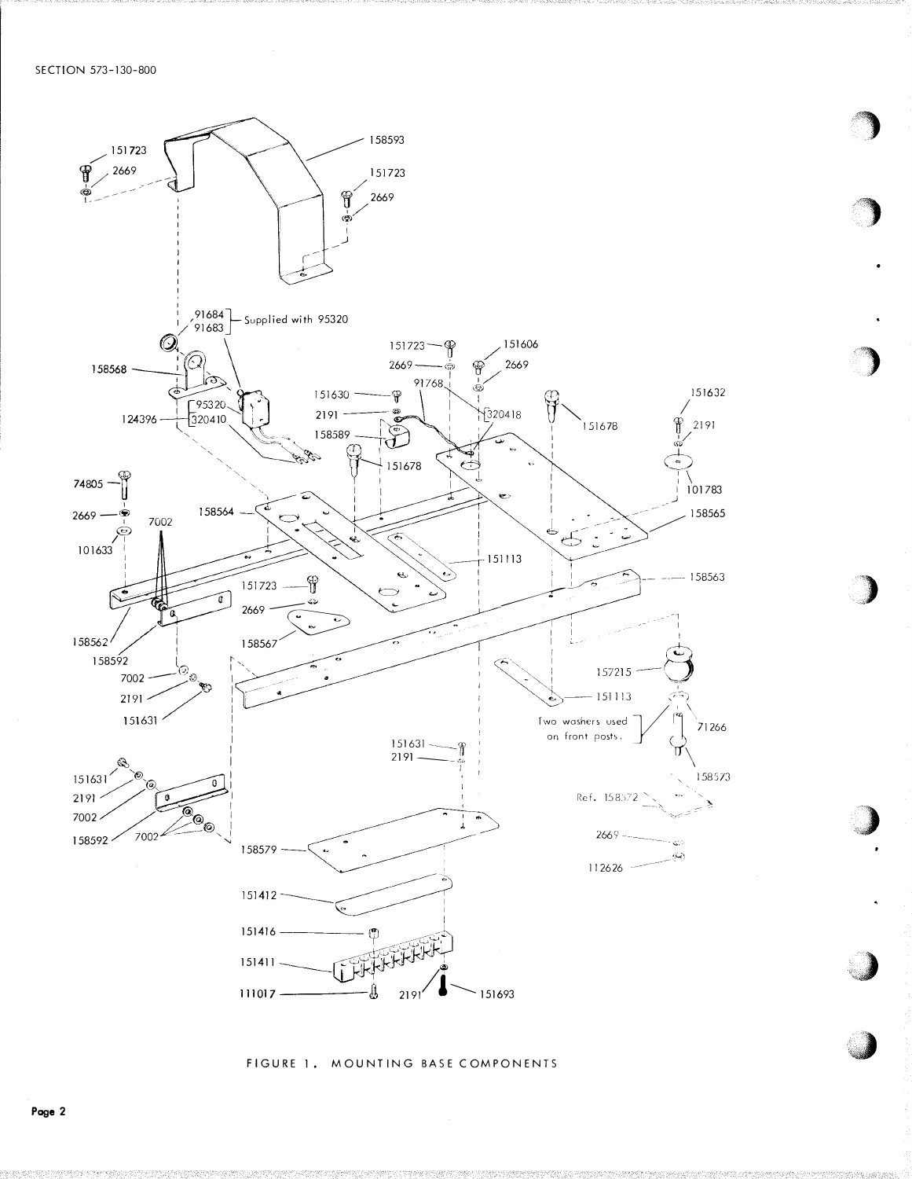FIGURE 1. MOUNTING BASE COMPONENTS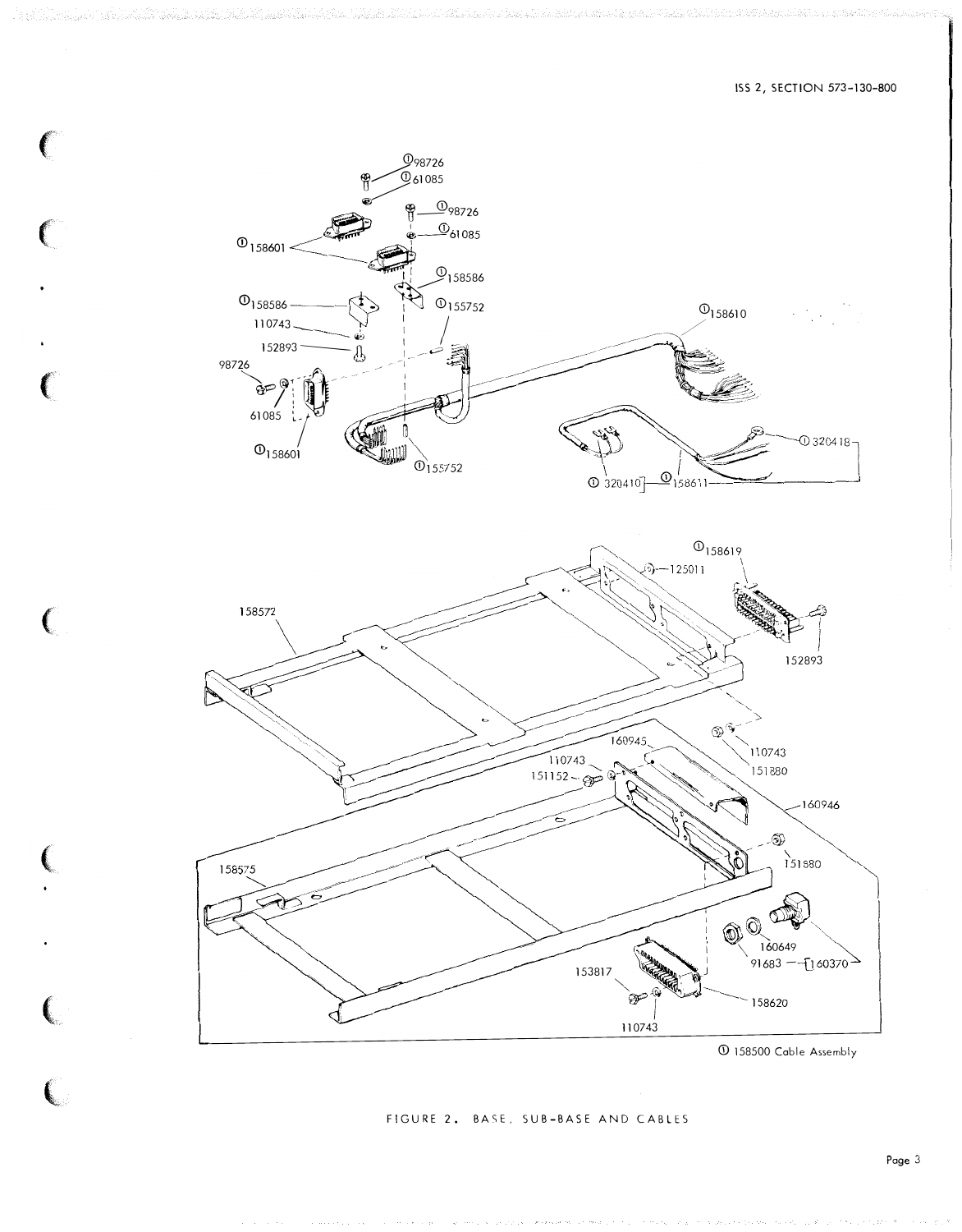① 158500 Cable Assembly

FIGURE 2. BASE, SUB-BASE AND CABLES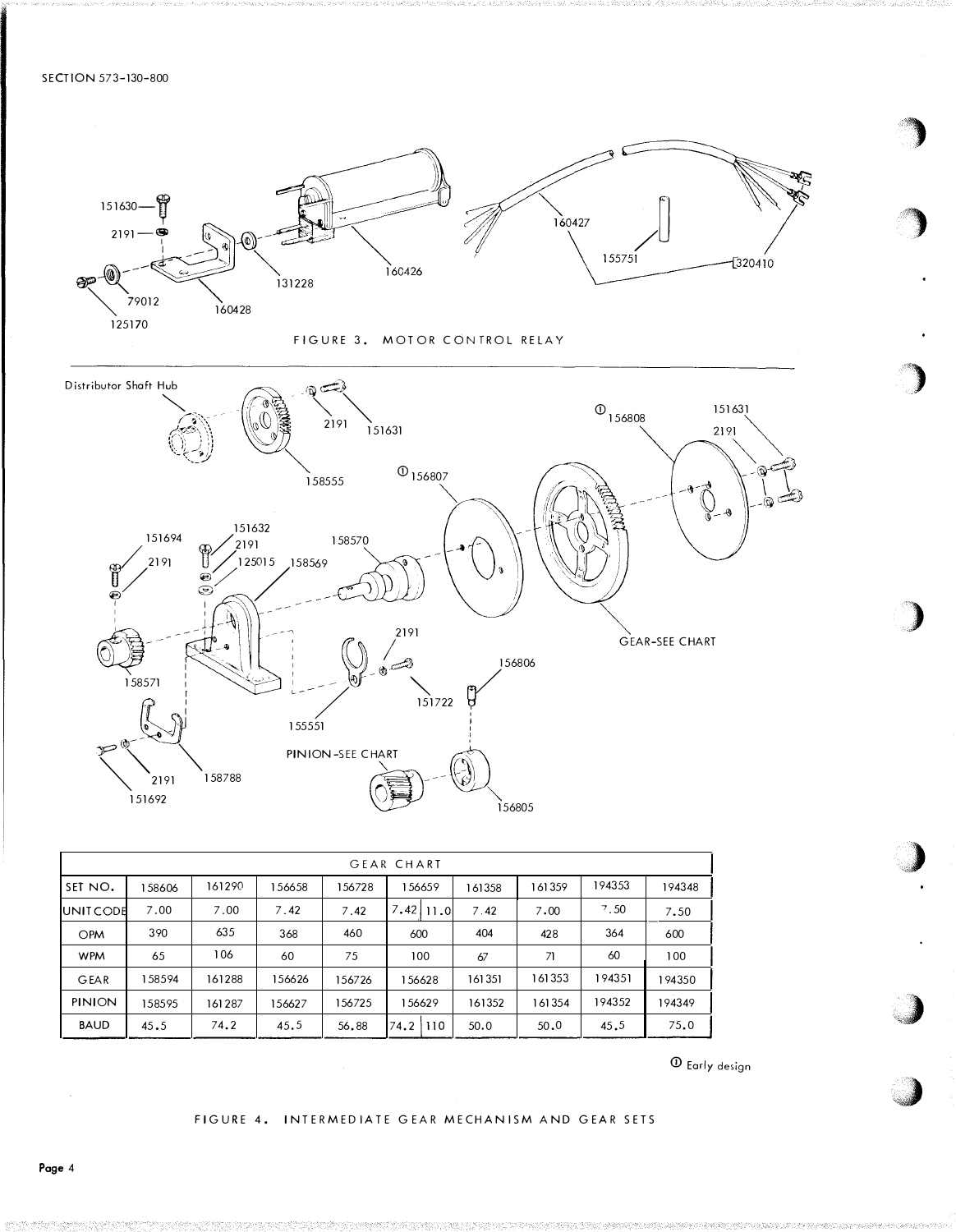SECTION 573-130-800

FIGURE 3. MOTOR CONTROL RELAY

FIGURE 4. INTERMEDIATE GEAR MECHANISM AND GEAR SETS

| GEAR CHART | | | | | | | | | |
|---|---|---|---|---|---|---|---|---|---|
| SET NO. | 158606 | 161290 | 156658 | 156728 | 156659 | 161358 | 161359 | 194353 | 194348 |
| UNIT CODE | 7.00 | 7.00 | 7.42 | 7.42 | 7.42 / 11.0 | 7.42 | 7.00 | 7.50 | 7.50 |
| OPM | 390 | 635 | 368 | 460 | 600 | 404 | 428 | 364 | 600 |
| WPM | 65 | 106 | 60 | 75 | 100 | 67 | 71 | 60 | 100 |
| GEAR | 158594 | 161288 | 156626 | 156726 | 156628 | 161351 | 161353 | 194351 | 194350 |
| PINION | 158595 | 161287 | 156627 | 156725 | 156629 | 161352 | 161354 | 194352 | 194349 |
| BAUD | 45.5 | 74.2 | 45.5 | 56.88 | 74.2 / 110 | 50.0 | 50.0 | 45.5 | 75.0 |

① Early design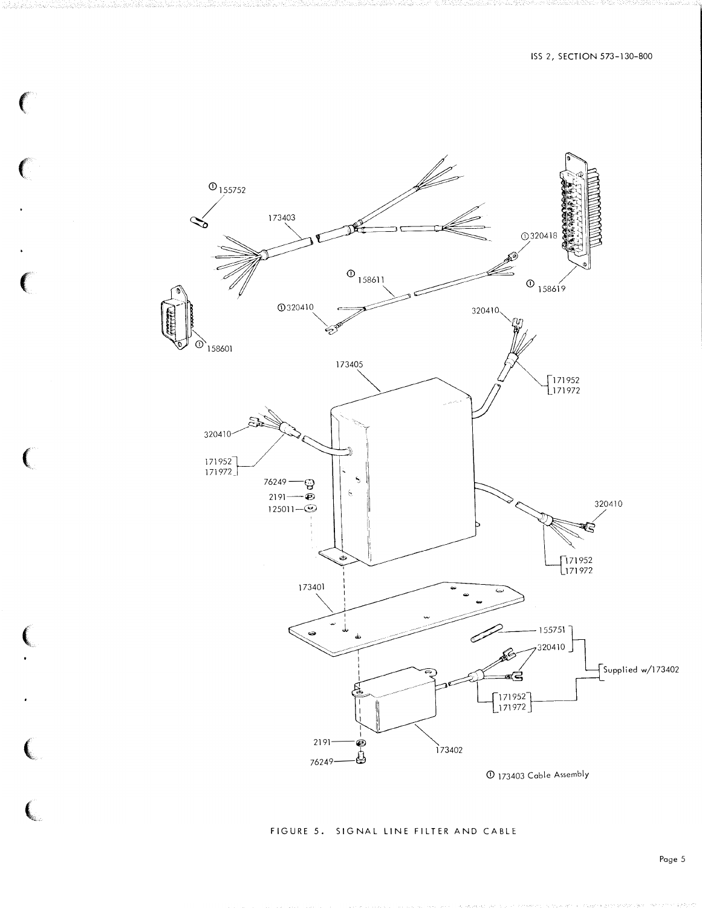①155752

173403

①320418

①158619

①158611

①320410

320410

①158601

173405

171952
171972

320410

171952
171972

76249
2191
125011

320410

171952
171972

173401

155751

320410

Supplied w/173402

171952
171972

2191

76249

173402

① 173403 Cable Assembly

FIGURE 5. SIGNAL LINE FILTER AND CABLE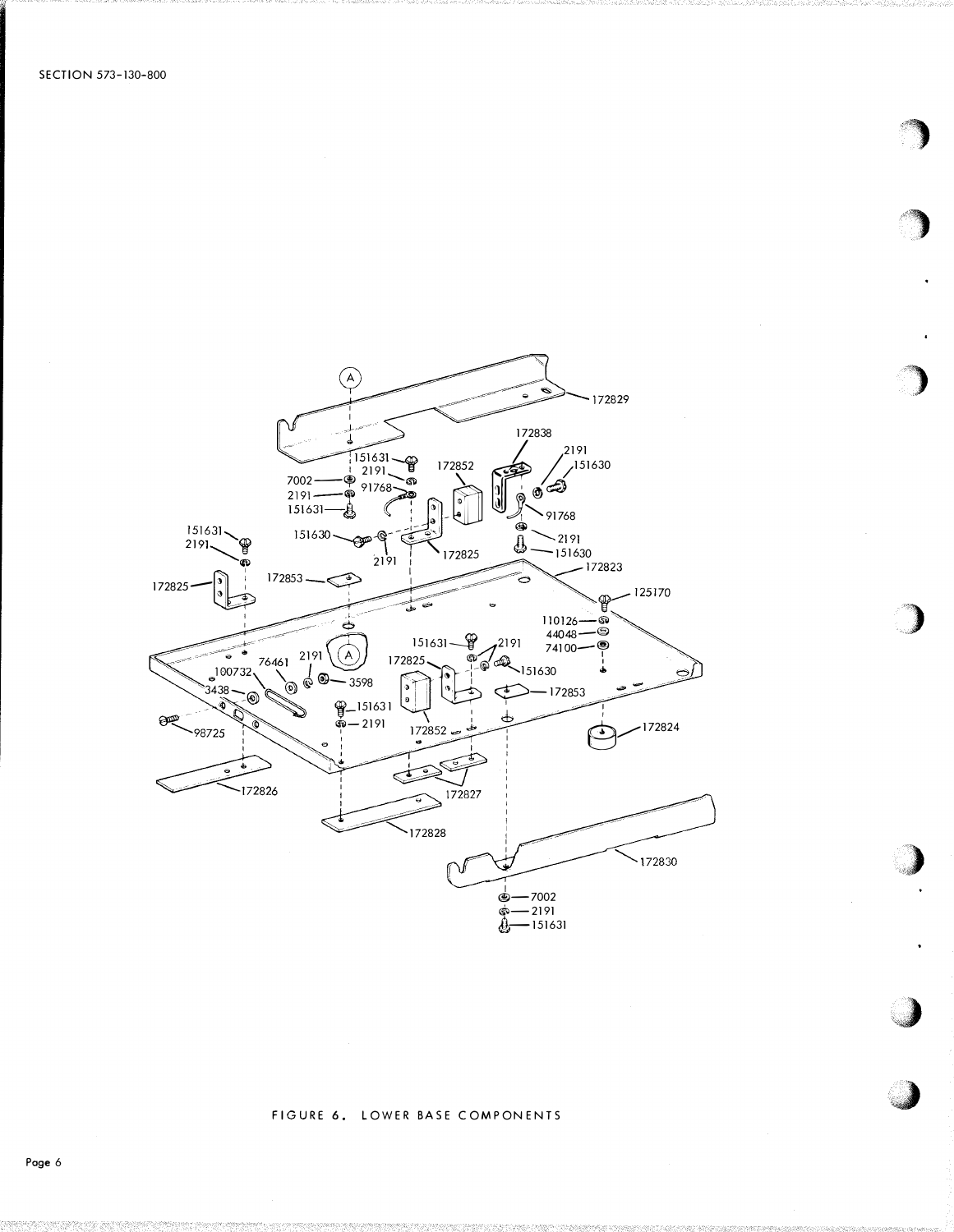FIGURE 6. LOWER BASE COMPONENTS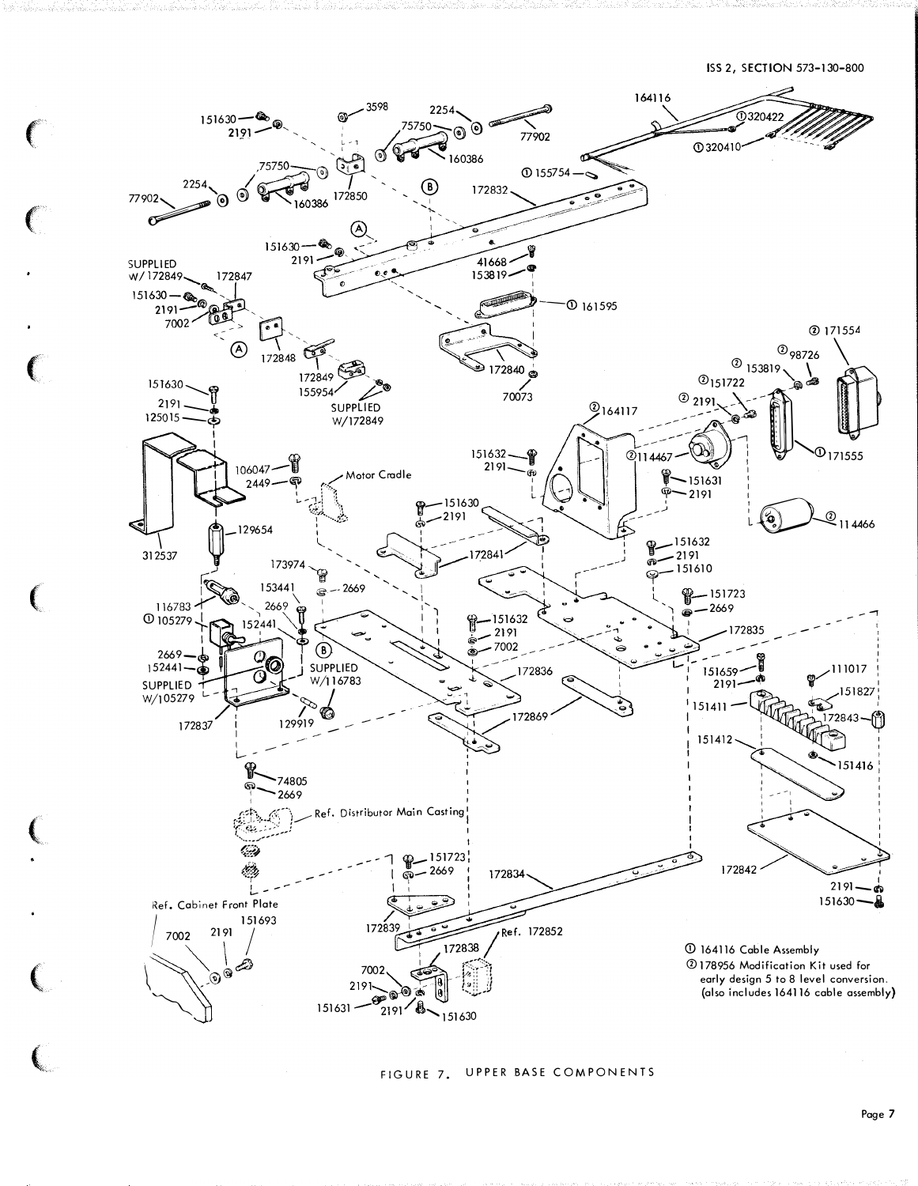① 164116 Cable Assembly

② 178956 Modification Kit used for early design 5 to 8 level conversion. (also includes 164116 cable assembly)

FIGURE 7. UPPER BASE COMPONENTS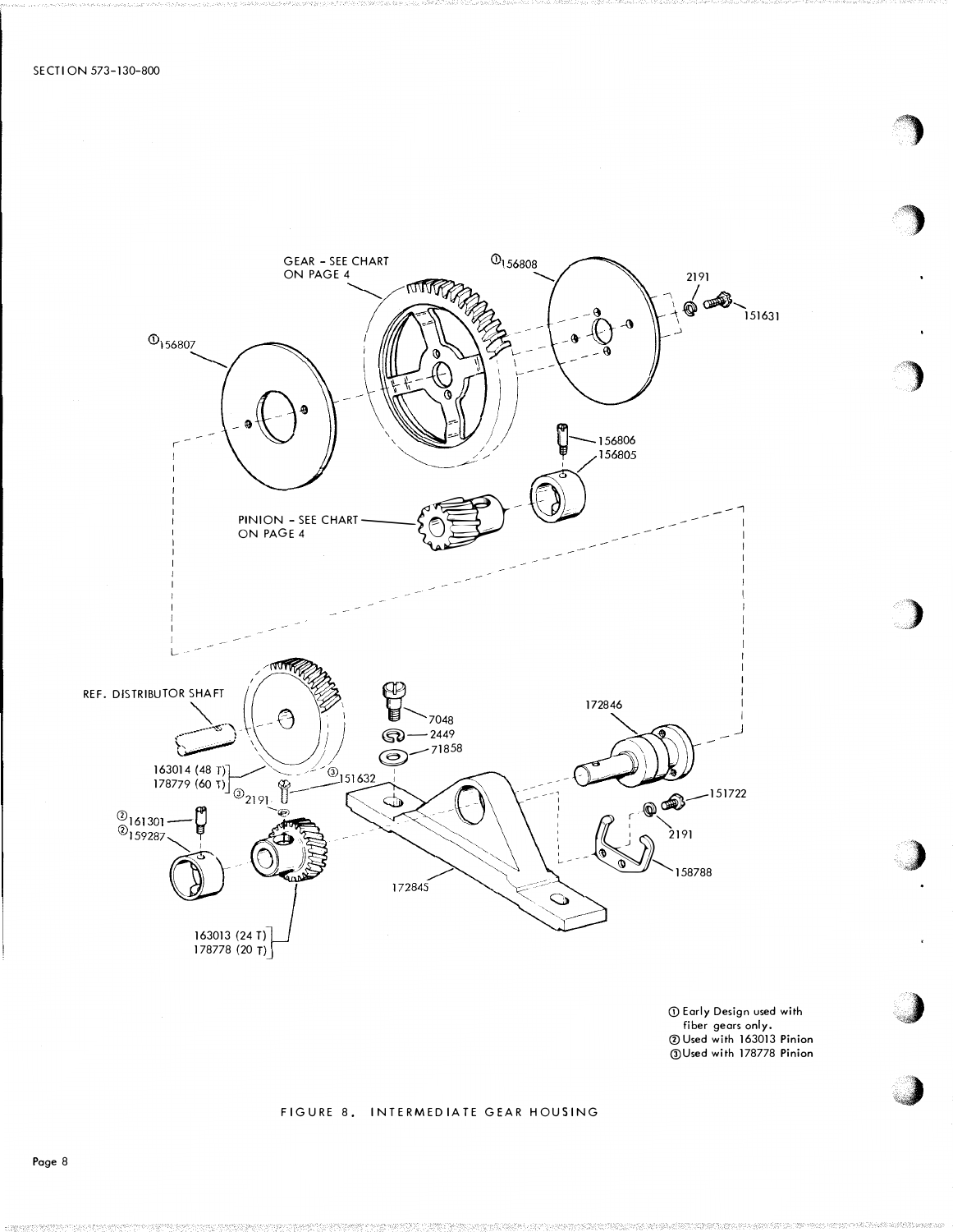GEAR - SEE CHART ON PAGE 4

①156808

2191

151631

①156807

156806

156805

PINION - SEE CHART ON PAGE 4

REF. DISTRIBUTOR SHAFT

7048

2449

71858

172846

163014 (48 T)
178779 (60 T)

③151632

③2191

151722

②161301

②159287

2191

158788

172845

163013 (24 T)
178778 (20 T)

① Early Design used with fiber gears only.
② Used with 163013 Pinion
③ Used with 178778 Pinion

FIGURE 8. INTERMEDIATE GEAR HOUSING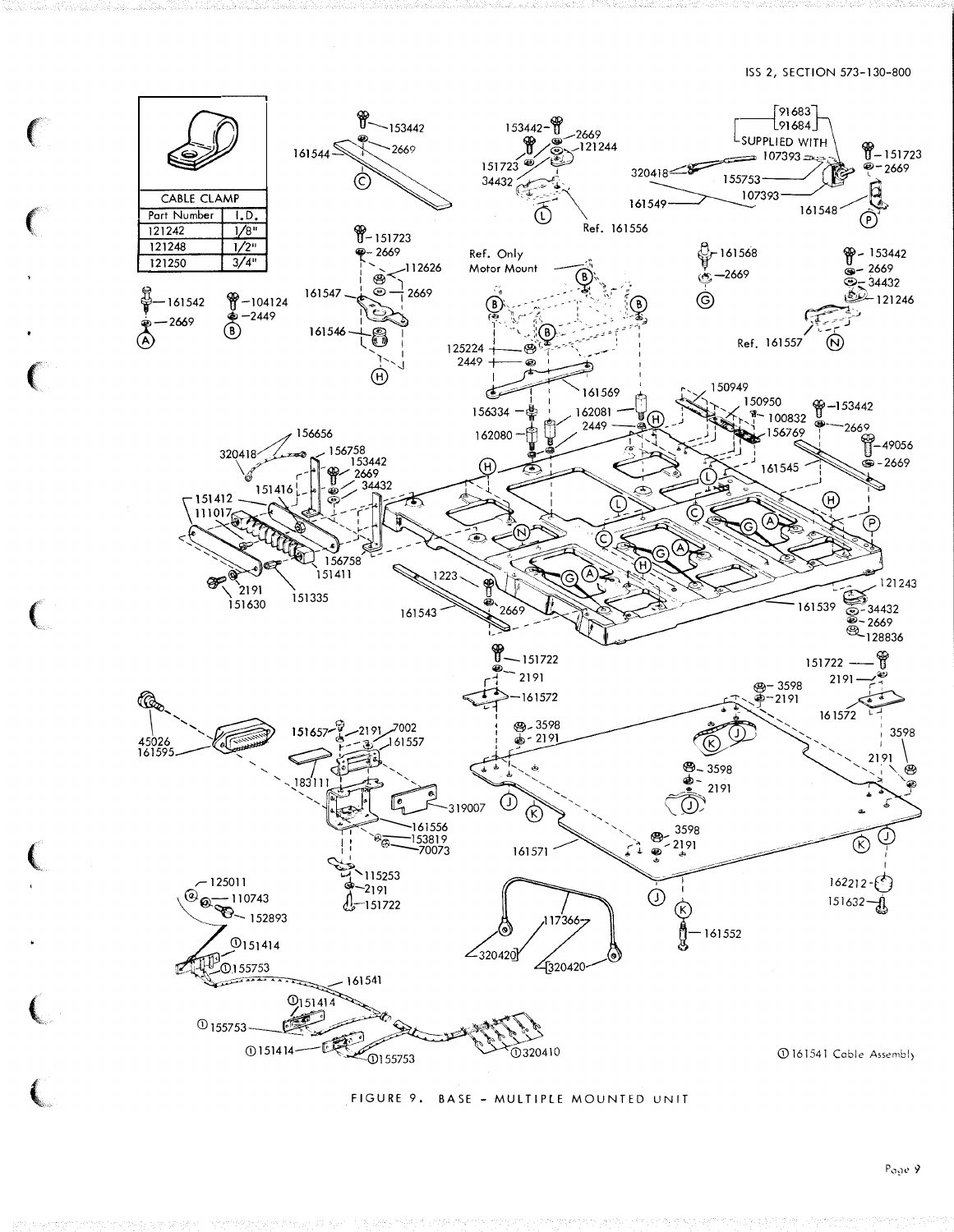| CABLE CLAMP | |
|---|---|
| Part Number | I.D. |
| 121242 | 1/8" |
| 121248 | 1/2" |
| 121250 | 3/4" |

① 161541 Cable Assembly

FIGURE 9. BASE - MULTIPLE MOUNTED UNIT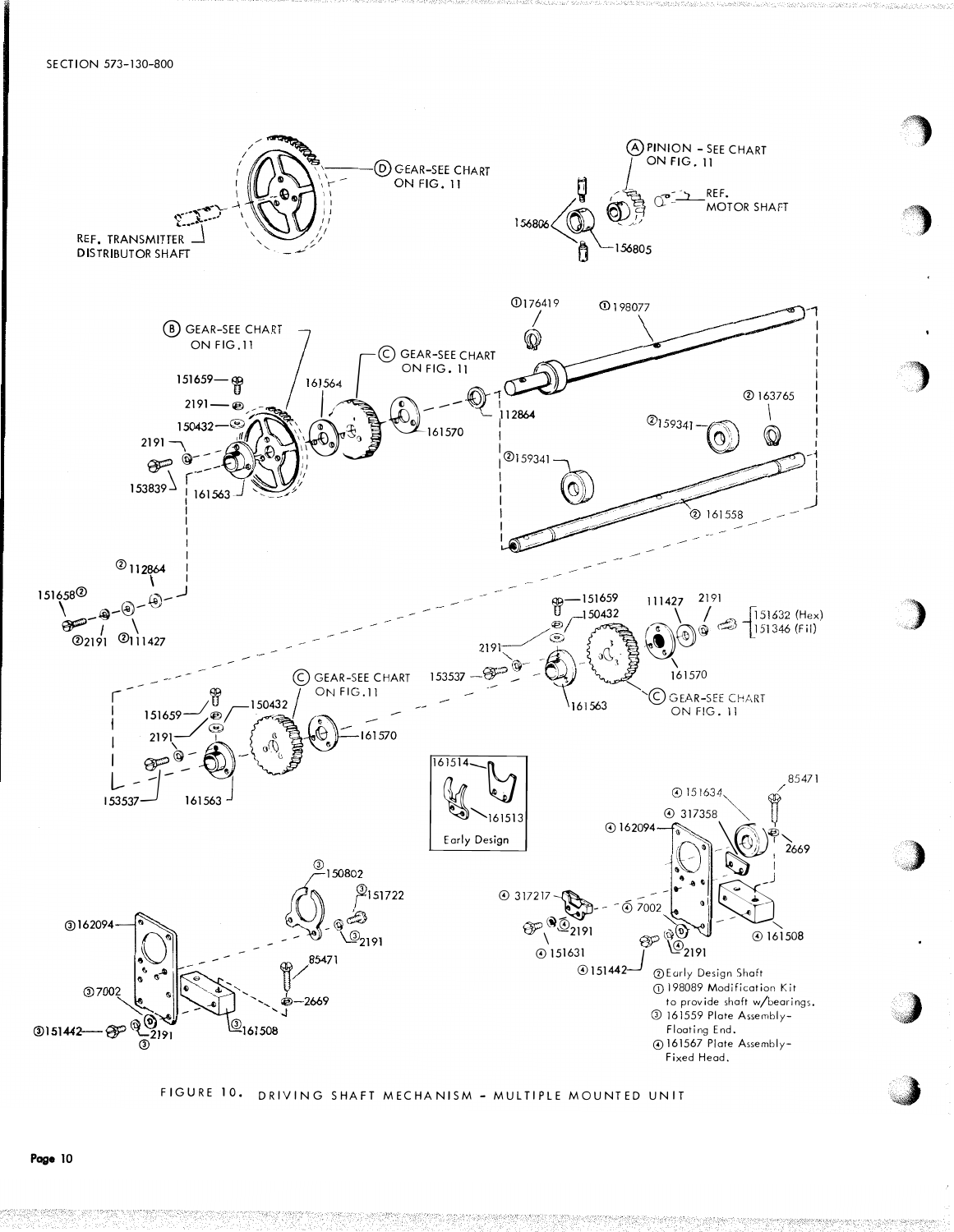Ⓓ GEAR-SEE CHART ON FIG. 11

REF. TRANSMITTER DISTRIBUTOR SHAFT

Ⓐ PINION - SEE CHART ON FIG. 11

156806

156805

REF. MOTOR SHAFT

①176419

①198077

Ⓑ GEAR-SEE CHART ON FIG.11

Ⓒ GEAR-SEE CHART ON FIG. 11

151659

2191

150432

2191

153839

161564

161563

161570

112864

②163765

②159341

②159341

②161558

②112864

151658②

②2191 ②111427

151659

150432

111427 2191

151632 (Hex)
151346 (Fil)

2191

153537

161563

161570

Ⓒ GEAR-SEE CHART ON FIG. 11

Ⓒ GEAR-SEE CHART ON FIG.11

151659

150432

2191

161570

153537

161563

161514

161513

Early Design

85471

④151634

④317358

④162094

2669

④317217

④7002

④161508

④2191

④151631

④151442

④2191

③150802

③151722

③162094

③2191

85471

③7002

2669

③151442

③2191

③161508

② Early Design Shaft
① 198089 Modification Kit to provide shaft w/bearings.
③ 161559 Plate Assembly-Floating End.
④ 161567 Plate Assembly-Fixed Head.

FIGURE 10. DRIVING SHAFT MECHANISM - MULTIPLE MOUNTED UNIT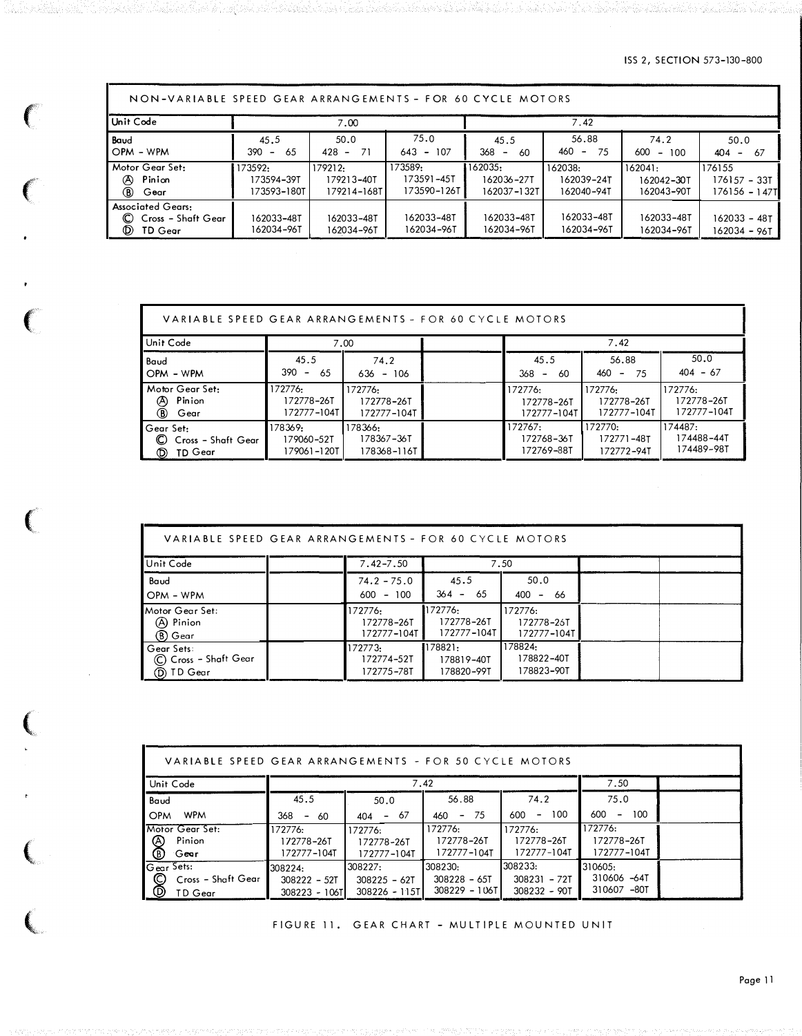NON-VARIABLE SPEED GEAR ARRANGEMENTS - FOR 60 CYCLE MOTORS

| Unit Code | 7.00 | | | 7.42 | | | |
|---|---|---|---|---|---|---|---|
| Baud<br>OPM - WPM | 45.5<br>390 - 65 | 50.0<br>428 - 71 | 75.0<br>643 - 107 | 45.5<br>368 - 60 | 56.88<br>460 - 75 | 74.2<br>600 - 100 | 50.0<br>404 - 67 |
| Motor Gear Set:<br>Ⓐ Pinion<br>Ⓑ Gear | 173592:<br>173594-39T<br>173593-180T | 179212:<br>179213-40T<br>179214-168T | 173589:<br>173591-45T<br>173590-126T | 162035:<br>162036-27T<br>162037-132T | 162038:<br>162039-24T<br>162040-94T | 162041:<br>162042-30T<br>162043-90T | 176155<br>176157 - 33T<br>176156 - 147T |
| Associated Gears:<br>Ⓒ Cross - Shaft Gear<br>Ⓓ TD Gear | 162033-48T<br>162034-96T | 162033-48T<br>162034-96T | 162033-48T<br>162034-96T | 162033-48T<br>162034-96T | 162033-48T<br>162034-96T | 162033-48T<br>162034-96T | 162033 - 48T<br>162034 - 96T |

VARIABLE SPEED GEAR ARRANGEMENTS - FOR 60 CYCLE MOTORS

| Unit Code | 7.00 | | | 7.42 | | |
|---|---|---|---|---|---|---|
| Baud<br>OPM - WPM | 45.5<br>390 - 65 | 74.2<br>636 - 106 | | 45.5<br>368 - 60 | 56.88<br>460 - 75 | 50.0<br>404 - 67 |
| Motor Gear Set:<br>Ⓐ Pinion<br>Ⓑ Gear | 172776:<br>172778-26T<br>172777-104T | 172776:<br>172778-26T<br>172777-104T | | 172776:<br>172778-26T<br>172777-104T | 172776:<br>172778-26T<br>172777-104T | 172776:<br>172778-26T<br>172777-104T |
| Gear Set:<br>Ⓒ Cross - Shaft Gear<br>Ⓓ TD Gear | 178369:<br>179060-52T<br>179061-120T | 178366:<br>178367-36T<br>178368-116T | | 172767:<br>172768-36T<br>172769-88T | 172770:<br>172771-48T<br>172772-94T | 174487:<br>174488-44T<br>174489-98T |

VARIABLE SPEED GEAR ARRANGEMENTS - FOR 60 CYCLE MOTORS

| Unit Code | | 7.42-7.50 | 7.50 | | | |
|---|---|---|---|---|---|---|
| Baud<br>OPM - WPM | | 74.2 - 75.0<br>600 - 100 | 45.5<br>364 - 65 | 50.0<br>400 - 66 | | |
| Motor Gear Set:<br>Ⓐ Pinion<br>Ⓑ Gear | | 172776:<br>172778-26T<br>172777-104T | 172776:<br>172778-26T<br>172777-104T | 172776:<br>172778-26T<br>172777-104T | | |
| Gear Sets:<br>Ⓒ Cross - Shaft Gear<br>Ⓓ TD Gear | | 172773:<br>172774-52T<br>172775-78T | 178821:<br>178819-40T<br>178820-99T | 178824:<br>178822-40T<br>178823-90T | | |

VARIABLE SPEED GEAR ARRANGEMENTS - FOR 50 CYCLE MOTORS

| Unit Code | 7.42 | | | | 7.50 | |
|---|---|---|---|---|---|---|
| Baud<br>OPM WPM | 45.5<br>368 - 60 | 50.0<br>404 - 67 | 56.88<br>460 - 75 | 74.2<br>600 - 100 | 75.0<br>600 - 100 | |
| Motor Gear Set:<br>Ⓐ Pinion<br>Ⓑ Gear | 172776:<br>172778-26T<br>172777-104T | 172776:<br>172778-26T<br>172777-104T | 172776:<br>172778-26T<br>172777-104T | 172776:<br>172778-26T<br>172777-104T | 172776:<br>172778-26T<br>172777-104T | |
| Gear Sets:<br>Ⓒ Cross - Shaft Gear<br>Ⓓ TD Gear | 308224:<br>308222 - 52T<br>308223 - 106T | 308227:<br>308225 - 62T<br>308226 - 115T | 308230:<br>308228 - 65T<br>308229 - 106T | 308233:<br>308231 - 72T<br>308232 - 90T | 310605:<br>310606 -64T<br>310607 -80T | |

FIGURE 11. GEAR CHART - MULTIPLE MOUNTED UNIT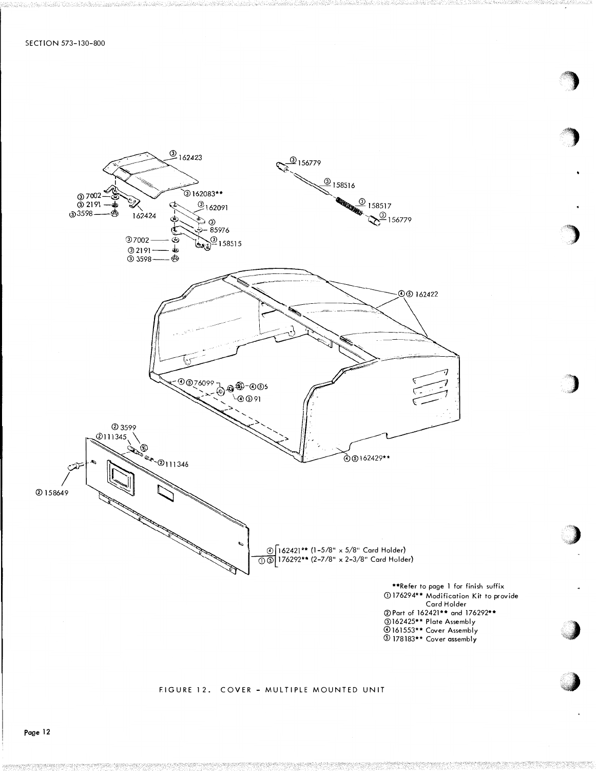③ 162423

③ 7002

③ 2191

③ 3598

162424

③ 162083**

③ 162091

③ 85976

③ 7002

③ 2191

③ 3598

③ 158515

③ 156779

③ 158516

③ 158517

③ 156779

④⑤ 162422

④⑤ 76099

④⑤ 5

④⑤ 91

④⑤ 162429**

② 3599

② 111345

② 111346

② 158649

④ 162421** (1-5/8" x 5/8" Card Holder)
①⑤ 176292** (2-7/8" x 2-3/8" Card Holder)

**Refer to page 1 for finish suffix

① 176294** Modification Kit to provide Card Holder

② Part of 162421** and 176292**

③ 162425** Plate Assembly

④ 161553** Cover Assembly

⑤ 178183** Cover assembly

FIGURE 12. COVER - MULTIPLE MOUNTED UNIT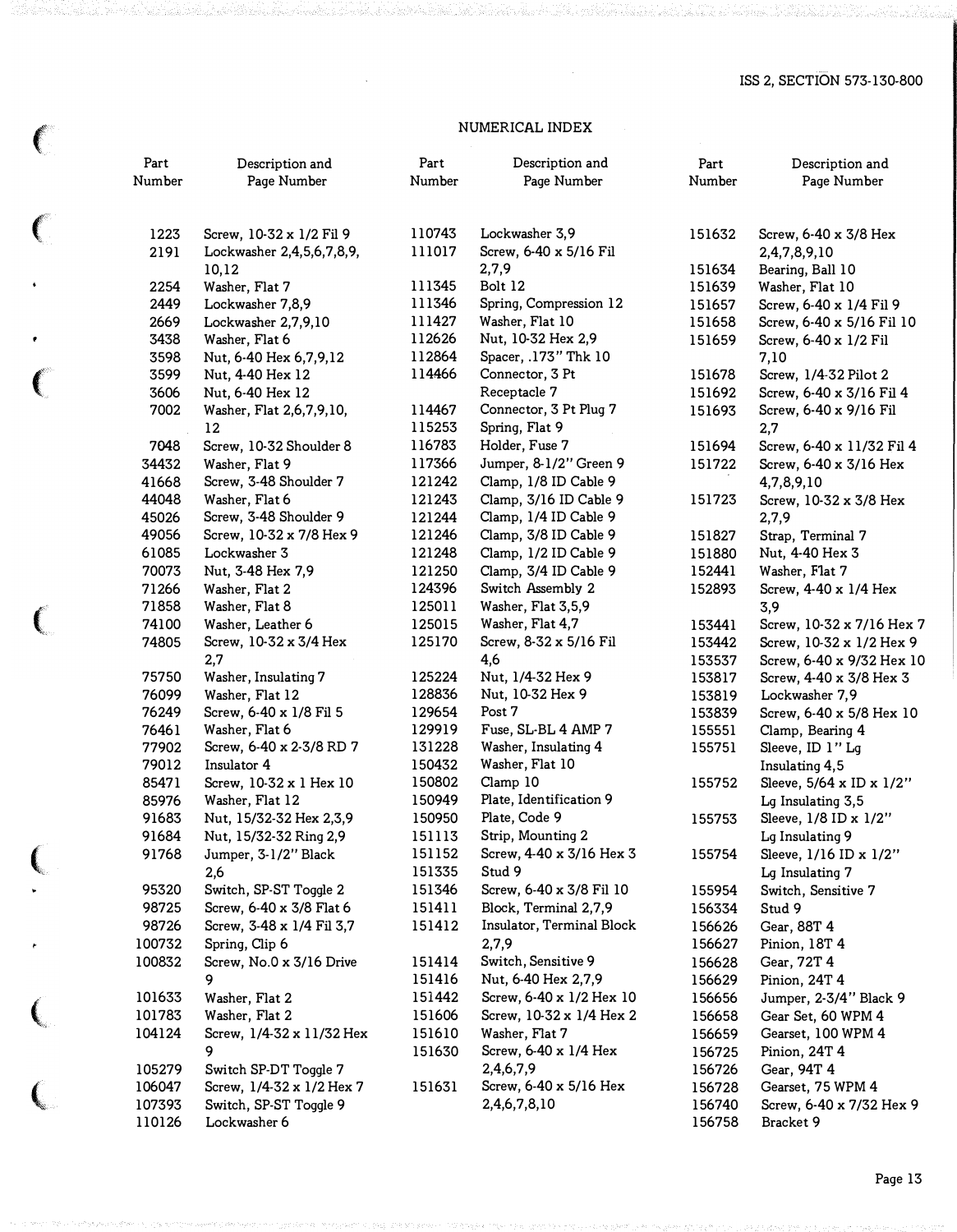## NUMERICAL INDEX

| Part Number | Description and Page Number |
|---|---|
| 1223 | Screw, 10-32 x 1/2 Fil 9 |
| 2191 | Lockwasher 2,4,5,6,7,8,9, 10,12 |
| 2254 | Washer, Flat 7 |
| 2449 | Lockwasher 7,8,9 |
| 2669 | Lockwasher 2,7,9,10 |
| 3438 | Washer, Flat 6 |
| 3598 | Nut, 6-40 Hex 6,7,9,12 |
| 3599 | Nut, 4-40 Hex 12 |
| 3606 | Nut, 6-40 Hex 12 |
| 7002 | Washer, Flat 2,6,7,9,10, 12 |
| 7048 | Screw, 10-32 Shoulder 8 |
| 34432 | Washer, Flat 9 |
| 41668 | Screw, 3-48 Shoulder 7 |
| 44048 | Washer, Flat 6 |
| 45026 | Screw, 3-48 Shoulder 9 |
| 49056 | Screw, 10-32 x 7/8 Hex 9 |
| 61085 | Lockwasher 3 |
| 70073 | Nut, 3-48 Hex 7,9 |
| 71266 | Washer, Flat 2 |
| 71858 | Washer, Flat 8 |
| 74100 | Washer, Leather 6 |
| 74805 | Screw, 10-32 x 3/4 Hex 2,7 |
| 75750 | Washer, Insulating 7 |
| 76099 | Washer, Flat 12 |
| 76249 | Screw, 6-40 x 1/8 Fil 5 |
| 76461 | Washer, Flat 6 |
| 77902 | Screw, 6-40 x 2-3/8 RD 7 |
| 79012 | Insulator 4 |
| 85471 | Screw, 10-32 x 1 Hex 10 |
| 85976 | Washer, Flat 12 |
| 91683 | Nut, 15/32-32 Hex 2,3,9 |
| 91684 | Nut, 15/32-32 Ring 2,9 |
| 91768 | Jumper, 3-1/2" Black 2,6 |
| 95320 | Switch, SP-ST Toggle 2 |
| 98725 | Screw, 6-40 x 3/8 Flat 6 |
| 98726 | Screw, 3-48 x 1/4 Fil 3,7 |
| 100732 | Spring, Clip 6 |
| 100832 | Screw, No.0 x 3/16 Drive 9 |
| 101633 | Washer, Flat 2 |
| 101783 | Washer, Flat 2 |
| 104124 | Screw, 1/4-32 x 11/32 Hex 9 |
| 105279 | Switch SP-DT Toggle 7 |
| 106047 | Screw, 1/4-32 x 1/2 Hex 7 |
| 107393 | Switch, SP-ST Toggle 9 |
| 110126 | Lockwasher 6 |
| 110743 | Lockwasher 3,9 |
| 111017 | Screw, 6-40 x 5/16 Fil 2,7,9 |
| 111345 | Bolt 12 |
| 111346 | Spring, Compression 12 |
| 111427 | Washer, Flat 10 |
| 112626 | Nut, 10-32 Hex 2,9 |
| 112864 | Spacer, .173" Thk 10 |
| 114466 | Connector, 3 Pt Receptacle 7 |
| 114467 | Connector, 3 Pt Plug 7 |
| 115253 | Spring, Flat 9 |
| 116783 | Holder, Fuse 7 |
| 117366 | Jumper, 8-1/2" Green 9 |
| 121242 | Clamp, 1/8 ID Cable 9 |
| 121243 | Clamp, 3/16 ID Cable 9 |
| 121244 | Clamp, 1/4 ID Cable 9 |
| 121246 | Clamp, 3/8 ID Cable 9 |
| 121248 | Clamp, 1/2 ID Cable 9 |
| 121250 | Clamp, 3/4 ID Cable 9 |
| 124396 | Switch Assembly 2 |
| 125011 | Washer, Flat 3,5,9 |
| 125015 | Washer, Flat 4,7 |
| 125170 | Screw, 8-32 x 5/16 Fil 4,6 |
| 125224 | Nut, 1/4-32 Hex 9 |
| 128836 | Nut, 10-32 Hex 9 |
| 129654 | Post 7 |
| 129919 | Fuse, SL-BL 4 AMP 7 |
| 131228 | Washer, Insulating 4 |
| 150432 | Washer, Flat 10 |
| 150802 | Clamp 10 |
| 150949 | Plate, Identification 9 |
| 150950 | Plate, Code 9 |
| 151113 | Strip, Mounting 2 |
| 151152 | Screw, 4-40 x 3/16 Hex 3 |
| 151335 | Stud 9 |
| 151346 | Screw, 6-40 x 3/8 Fil 10 |
| 151411 | Block, Terminal 2,7,9 |
| 151412 | Insulator, Terminal Block 2,7,9 |
| 151414 | Switch, Sensitive 9 |
| 151416 | Nut, 6-40 Hex 2,7,9 |
| 151442 | Screw, 6-40 x 1/2 Hex 10 |
| 151606 | Screw, 10-32 x 1/4 Hex 2 |
| 151610 | Washer, Flat 7 |
| 151630 | Screw, 6-40 x 1/4 Hex 2,4,6,7,9 |
| 151631 | Screw, 6-40 x 5/16 Hex 2,4,6,7,8,10 |
| 151632 | Screw, 6-40 x 3/8 Hex 2,4,7,8,9,10 |
| 151634 | Bearing, Ball 10 |
| 151639 | Washer, Flat 10 |
| 151657 | Screw, 6-40 x 1/4 Fil 9 |
| 151658 | Screw, 6-40 x 5/16 Fil 10 |
| 151659 | Screw, 6-40 x 1/2 Fil 7,10 |
| 151678 | Screw, 1/4-32 Pilot 2 |
| 151692 | Screw, 6-40 x 3/16 Fil 4 |
| 151693 | Screw, 6-40 x 9/16 Fil 2,7 |
| 151694 | Screw, 6-40 x 11/32 Fil 4 |
| 151722 | Screw, 6-40 x 3/16 Hex 4,7,8,9,10 |
| 151723 | Screw, 10-32 x 3/8 Hex 2,7,9 |
| 151827 | Strap, Terminal 7 |
| 151880 | Nut, 4-40 Hex 3 |
| 152441 | Washer, Flat 7 |
| 152893 | Screw, 4-40 x 1/4 Hex 3,9 |
| 153441 | Screw, 10-32 x 7/16 Hex 7 |
| 153442 | Screw, 10-32 x 1/2 Hex 9 |
| 153537 | Screw, 6-40 x 9/32 Hex 10 |
| 153817 | Screw, 4-40 x 3/8 Hex 3 |
| 153819 | Lockwasher 7,9 |
| 153839 | Screw, 6-40 x 5/8 Hex 10 |
| 155551 | Clamp, Bearing 4 |
| 155751 | Sleeve, ID 1" Lg Insulating 4,5 |
| 155752 | Sleeve, 5/64 x ID x 1/2" Lg Insulating 3,5 |
| 155753 | Sleeve, 1/8 ID x 1/2" Lg Insulating 9 |
| 155754 | Sleeve, 1/16 ID x 1/2" Lg Insulating 7 |
| 155954 | Switch, Sensitive 7 |
| 156334 | Stud 9 |
| 156626 | Gear, 88T 4 |
| 156627 | Pinion, 18T 4 |
| 156628 | Gear, 72T 4 |
| 156629 | Pinion, 24T 4 |
| 156656 | Jumper, 2-3/4" Black 9 |
| 156658 | Gear Set, 60 WPM 4 |
| 156659 | Gearset, 100 WPM 4 |
| 156725 | Pinion, 24T 4 |
| 156726 | Gear, 94T 4 |
| 156728 | Gearset, 75 WPM 4 |
| 156740 | Screw, 6-40 x 7/32 Hex 9 |
| 156758 | Bracket 9 |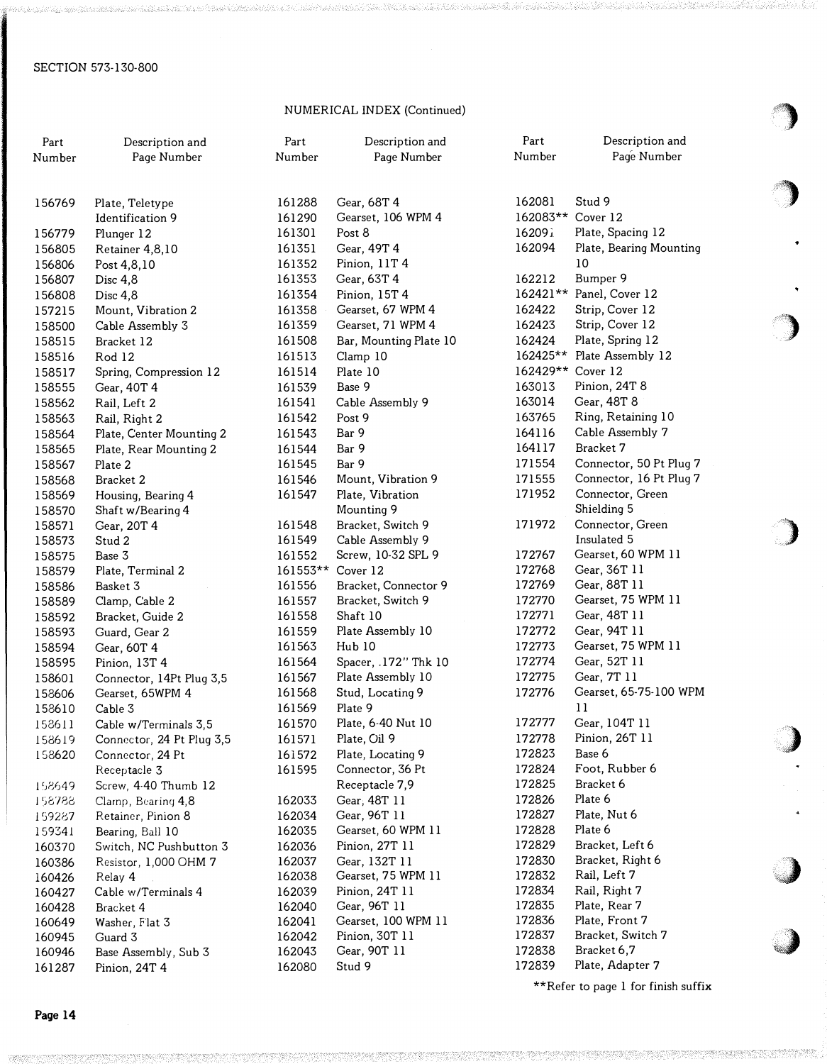## NUMERICAL INDEX (Continued)

| Part Number | Description and Page Number | Part Number | Description and Page Number | Part Number | Description and Page Number |
|---|---|---|---|---|---|
| 156769 | Plate, Teletype Identification 9 | 161288 | Gear, 68T 4 | 162081 | Stud 9 |
| 156779 | Plunger 12 | 161290 | Gearset, 106 WPM 4 | 162083** | Cover 12 |
| 156805 | Retainer 4,8,10 | 161301 | Post 8 | 162091 | Plate, Spacing 12 |
| 156806 | Post 4,8,10 | 161351 | Gear, 49T 4 | 162094 | Plate, Bearing Mounting 10 |
| 156807 | Disc 4,8 | 161352 | Pinion, 11T 4 | 162212 | Bumper 9 |
| 156808 | Disc 4,8 | 161353 | Gear, 63T 4 | 162421** | Panel, Cover 12 |
| 157215 | Mount, Vibration 2 | 161354 | Pinion, 15T 4 | 162422 | Strip, Cover 12 |
| 158500 | Cable Assembly 3 | 161358 | Gearset, 67 WPM 4 | 162423 | Strip, Cover 12 |
| 158515 | Bracket 12 | 161359 | Gearset, 71 WPM 4 | 162424 | Plate, Spring 12 |
| 158516 | Rod 12 | 161508 | Bar, Mounting Plate 10 | 162425** | Plate Assembly 12 |
| 158517 | Spring, Compression 12 | 161513 | Clamp 10 | 162429** | Cover 12 |
| 158555 | Gear, 40T 4 | 161514 | Plate 10 | 163013 | Pinion, 24T 8 |
| 158562 | Rail, Left 2 | 161539 | Base 9 | 163014 | Gear, 48T 8 |
| 158563 | Rail, Right 2 | 161541 | Cable Assembly 9 | 163765 | Ring, Retaining 10 |
| 158564 | Plate, Center Mounting 2 | 161542 | Post 9 | 164116 | Cable Assembly 7 |
| 158565 | Plate, Rear Mounting 2 | 161543 | Bar 9 | 164117 | Bracket 7 |
| 158567 | Plate 2 | 161544 | Bar 9 | 171554 | Connector, 50 Pt Plug 7 |
| 158568 | Bracket 2 | 161545 | Bar 9 | 171555 | Connector, 16 Pt Plug 7 |
| 158569 | Housing, Bearing 4 | 161546 | Mount, Vibration 9 | 171952 | Connector, Green Shielding 5 |
| 158570 | Shaft w/Bearing 4 | 161547 | Plate, Vibration Mounting 9 | 171972 | Connector, Green Insulated 5 |
| 158571 | Gear, 20T 4 | 161548 | Bracket, Switch 9 | 172767 | Gearset, 60 WPM 11 |
| 158573 | Stud 2 | 161549 | Cable Assembly 9 | 172768 | Gear, 36T 11 |
| 158575 | Base 3 | 161552 | Screw, 10-32 SPL 9 | 172769 | Gear, 88T 11 |
| 158579 | Plate, Terminal 2 | 161553** | Cover 12 | 172770 | Gearset, 75 WPM 11 |
| 158586 | Basket 3 | 161556 | Bracket, Connector 9 | 172771 | Gear, 48T 11 |
| 158589 | Clamp, Cable 2 | 161557 | Bracket, Switch 9 | 172772 | Gear, 94T 11 |
| 158592 | Bracket, Guide 2 | 161558 | Shaft 10 | 172773 | Gearset, 75 WPM 11 |
| 158593 | Guard, Gear 2 | 161559 | Plate Assembly 10 | 172774 | Gear, 52T 11 |
| 158594 | Gear, 60T 4 | 161563 | Hub 10 | 172775 | Gear, 7T 11 |
| 158595 | Pinion, 13T 4 | 161564 | Spacer, .172" Thk 10 | 172776 | Gearset, 65-75-100 WPM 11 |
| 158601 | Connector, 14Pt Plug 3,5 | 161567 | Plate Assembly 10 | 172777 | Gear, 104T 11 |
| 158606 | Gearset, 65WPM 4 | 161568 | Stud, Locating 9 | 172778 | Pinion, 26T 11 |
| 158610 | Cable 3 | 161569 | Plate 9 | 172823 | Base 6 |
| 158611 | Cable w/Terminals 3,5 | 161570 | Plate, 6-40 Nut 10 | 172824 | Foot, Rubber 6 |
| 158619 | Connector, 24 Pt Plug 3,5 | 161571 | Plate, Oil 9 | 172825 | Bracket 6 |
| 158620 | Connector, 24 Pt Receptacle 3 | 161572 | Plate, Locating 9 | 172826 | Plate 6 |
| 158649 | Screw, 4-40 Thumb 12 | 161595 | Connector, 36 Pt Receptacle 7,9 | 172827 | Plate, Nut 6 |
| 158788 | Clamp, Bearing 4,8 | 162033 | Gear, 48T 11 | 172828 | Plate 6 |
| 159287 | Retainer, Pinion 8 | 162034 | Gear, 96T 11 | 172829 | Bracket, Left 6 |
| 159341 | Bearing, Ball 10 | 162035 | Gearset, 60 WPM 11 | 172830 | Bracket, Right 6 |
| 160370 | Switch, NC Pushbutton 3 | 162036 | Pinion, 27T 11 | 172832 | Rail, Left 7 |
| 160386 | Resistor, 1,000 OHM 7 | 162037 | Gear, 132T 11 | 172834 | Rail, Right 7 |
| 160426 | Relay 4 | 162038 | Gearset, 75 WPM 11 | 172835 | Plate, Rear 7 |
| 160427 | Cable w/Terminals 4 | 162039 | Pinion, 24T 11 | 172836 | Plate, Front 7 |
| 160428 | Bracket 4 | 162040 | Gear, 96T 11 | 172837 | Bracket, Switch 7 |
| 160649 | Washer, Flat 3 | 162041 | Gearset, 100 WPM 11 | 172838 | Bracket 6,7 |
| 160945 | Guard 3 | 162042 | Pinion, 30T 11 | 172839 | Plate, Adapter 7 |
| 160946 | Base Assembly, Sub 3 | 162043 | Gear, 90T 11 | | |
| 161287 | Pinion, 24T 4 | 162080 | Stud 9 | | |

**Refer to page 1 for finish suffix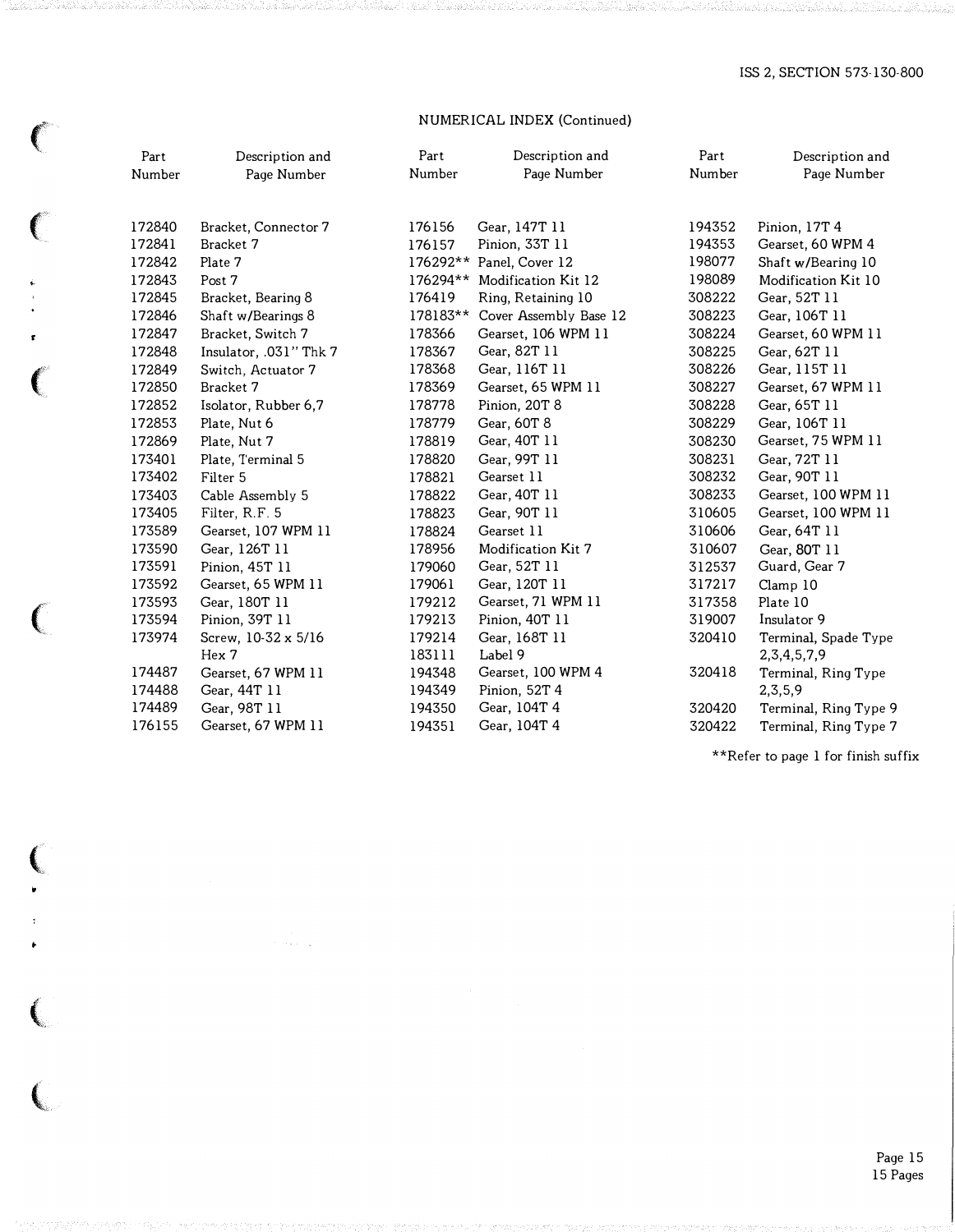## NUMERICAL INDEX (Continued)

| Part Number | Description and Page Number | Part Number | Description and Page Number | Part Number | Description and Page Number |
|---|---|---|---|---|---|
| 172840 | Bracket, Connector 7 | 176156 | Gear, 147T 11 | 194352 | Pinion, 17T 4 |
| 172841 | Bracket 7 | 176157 | Pinion, 33T 11 | 194353 | Gearset, 60 WPM 4 |
| 172842 | Plate 7 | 176292** | Panel, Cover 12 | 198077 | Shaft w/Bearing 10 |
| 172843 | Post 7 | 176294** | Modification Kit 12 | 198089 | Modification Kit 10 |
| 172845 | Bracket, Bearing 8 | 176419 | Ring, Retaining 10 | 308222 | Gear, 52T 11 |
| 172846 | Shaft w/Bearings 8 | 178183** | Cover Assembly Base 12 | 308223 | Gear, 106T 11 |
| 172847 | Bracket, Switch 7 | 178366 | Gearset, 106 WPM 11 | 308224 | Gearset, 60 WPM 11 |
| 172848 | Insulator, .031" Thk 7 | 178367 | Gear, 82T 11 | 308225 | Gear, 62T 11 |
| 172849 | Switch, Actuator 7 | 178368 | Gear, 116T 11 | 308226 | Gear, 115T 11 |
| 172850 | Bracket 7 | 178369 | Gearset, 65 WPM 11 | 308227 | Gearset, 67 WPM 11 |
| 172852 | Isolator, Rubber 6,7 | 178778 | Pinion, 20T 8 | 308228 | Gear, 65T 11 |
| 172853 | Plate, Nut 6 | 178779 | Gear, 60T 8 | 308229 | Gear, 106T 11 |
| 172869 | Plate, Nut 7 | 178819 | Gear, 40T 11 | 308230 | Gearset, 75 WPM 11 |
| 173401 | Plate, Terminal 5 | 178820 | Gear, 99T 11 | 308231 | Gear, 72T 11 |
| 173402 | Filter 5 | 178821 | Gearset 11 | 308232 | Gear, 90T 11 |
| 173403 | Cable Assembly 5 | 178822 | Gear, 40T 11 | 308233 | Gearset, 100 WPM 11 |
| 173405 | Filter, R.F. 5 | 178823 | Gear, 90T 11 | 310605 | Gearset, 100 WPM 11 |
| 173589 | Gearset, 107 WPM 11 | 178824 | Gearset 11 | 310606 | Gear, 64T 11 |
| 173590 | Gear, 126T 11 | 178956 | Modification Kit 7 | 310607 | Gear, 80T 11 |
| 173591 | Pinion, 45T 11 | 179060 | Gear, 52T 11 | 312537 | Guard, Gear 7 |
| 173592 | Gearset, 65 WPM 11 | 179061 | Gear, 120T 11 | 317217 | Clamp 10 |
| 173593 | Gear, 180T 11 | 179212 | Gearset, 71 WPM 11 | 317358 | Plate 10 |
| 173594 | Pinion, 39T 11 | 179213 | Pinion, 40T 11 | 319007 | Insulator 9 |
| 173974 | Screw, 10-32 x 5/16 Hex 7 | 179214 | Gear, 168T 11 | 320410 | Terminal, Spade Type 2,3,4,5,7,9 |
| | | 183111 | Label 9 | | |
| 174487 | Gearset, 67 WPM 11 | 194348 | Gearset, 100 WPM 4 | 320418 | Terminal, Ring Type 2,3,5,9 |
| 174488 | Gear, 44T 11 | 194349 | Pinion, 52T 4 | | |
| 174489 | Gear, 98T 11 | 194350 | Gear, 104T 4 | 320420 | Terminal, Ring Type 9 |
| 176155 | Gearset, 67 WPM 11 | 194351 | Gear, 104T 4 | 320422 | Terminal, Ring Type 7 |

**Refer to page 1 for finish suffix